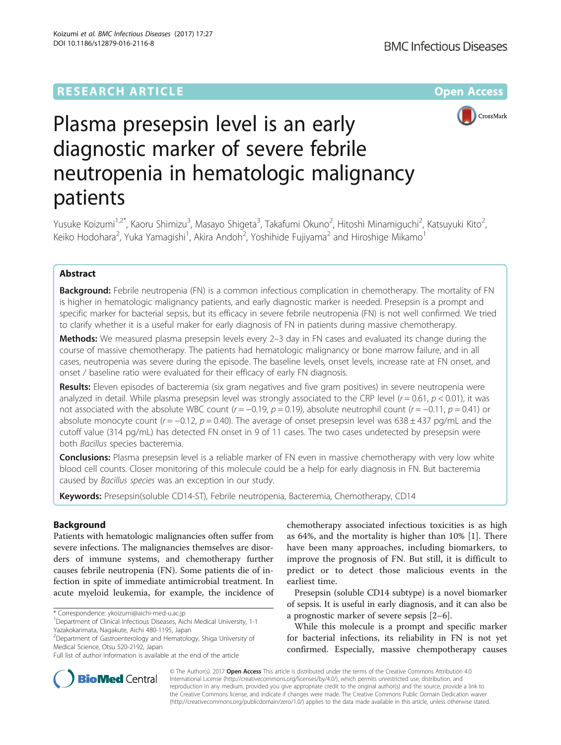RESEARCH ARTICLE

Open Access

# Plasma presepsin level is an early diagnostic marker of severe febrile neutropenia in hematologic malignancy patients

Yusuke Koizumi[1,2*], Kaoru Shimizu[3], Masayo Shigeta[3], Takafumi Okuno[2], Hitoshi Minamiguchi[2], Katsuyuki Kito[2], Keiko Hodohara[2], Yuka Yamagishi[1], Akira Andoh[2], Yoshihide Fujiyama[2] and Hiroshige Mikamo[1]

## Abstract

**Background:** Febrile neutropenia (FN) is a common infectious complication in chemotherapy. The mortality of FN is higher in hematologic malignancy patients, and early diagnostic marker is needed. Presepsin is a prompt and specific marker for bacterial sepsis, but its efficacy in severe febrile neutropenia (FN) is not well confirmed. We tried to clarify whether it is a useful maker for early diagnosis of FN in patients during massive chemotherapy.

**Methods:** We measured plasma presepsin levels every 2–3 day in FN cases and evaluated its change during the course of massive chemotherapy. The patients had hematologic malignancy or bone marrow failure, and in all cases, neutropenia was severe during the episode. The baseline levels, onset levels, increase rate at FN onset, and onset / baseline ratio were evaluated for their efficacy of early FN diagnosis.

**Results:** Eleven episodes of bacteremia (six gram negatives and five gram positives) in severe neutropenia were analyzed in detail. While plasma presepsin level was strongly associated to the CRP level ($r = 0.61$, $p < 0.01$), it was not associated with the absolute WBC count ($r = -0.19$, $p = 0.19$), absolute neutrophil count ($r = -0.11$, $p = 0.41$) or absolute monocyte count ($r = -0.12$, $p = 0.40$). The average of onset presepsin level was $638 \pm 437$ pg/mL and the cutoff value (314 pg/mL) has detected FN onset in 9 of 11 cases. The two cases undetected by presepsin were both *Bacillus* species bacteremia.

**Conclusions:** Plasma presepsin level is a reliable marker of FN even in massive chemotherapy with very low white blood cell counts. Closer monitoring of this molecule could be a help for early diagnosis in FN. But bacteremia caused by *Bacillus species* was an exception in our study.

**Keywords:** Presepsin(soluble CD14-ST), Febrile neutropenia, Bacteremia, Chemotherapy, CD14

## Background

Patients with hematologic malignancies often suffer from severe infections. The malignancies themselves are disorders of immune systems, and chemotherapy further causes febrile neutropenia (FN). Some patients die of infection in spite of immediate antimicrobial treatment. In acute myeloid leukemia, for example, the incidence of chemotherapy associated infectious toxicities is as high as 64%, and the mortality is higher than 10% [1]. There have been many approaches, including biomarkers, to improve the prognosis of FN. But still, it is difficult to predict or to detect those malicious events in the earliest time.

Presepsin (soluble CD14 subtype) is a novel biomarker of sepsis. It is useful in early diagnosis, and it can also be a prognostic marker of severe sepsis [2–6].

While this molecule is a prompt and specific marker for bacterial infections, its reliability in FN is not yet confirmed. Especially, massive chempotherapy causes

* Correspondence: ykoizumi@aichi-med-u.ac.jp

[1]Department of Clinical Infectious Diseases, Aichi Medical University, 1-1 Yazakokarimata, Nagakute, Aichi 480-1195, Japan

[2]Department of Gastroenterology and Hematology, Shiga University of Medical Science, Otsu 520-2192, Japan

Full list of author information is available at the end of the article

© The Author(s). 2017 **Open Access** This article is distributed under the terms of the Creative Commons Attribution 4.0 International License (http://creativecommons.org/licenses/by/4.0/), which permits unrestricted use, distribution, and reproduction in any medium, provided you give appropriate credit to the original author(s) and the source, provide a link to the Creative Commons license, and indicate if changes were made. The Creative Commons Public Domain Dedication waiver (http://creativecommons.org/publicdomain/zero/1.0/) applies to the data made available in this article, unless otherwise stated.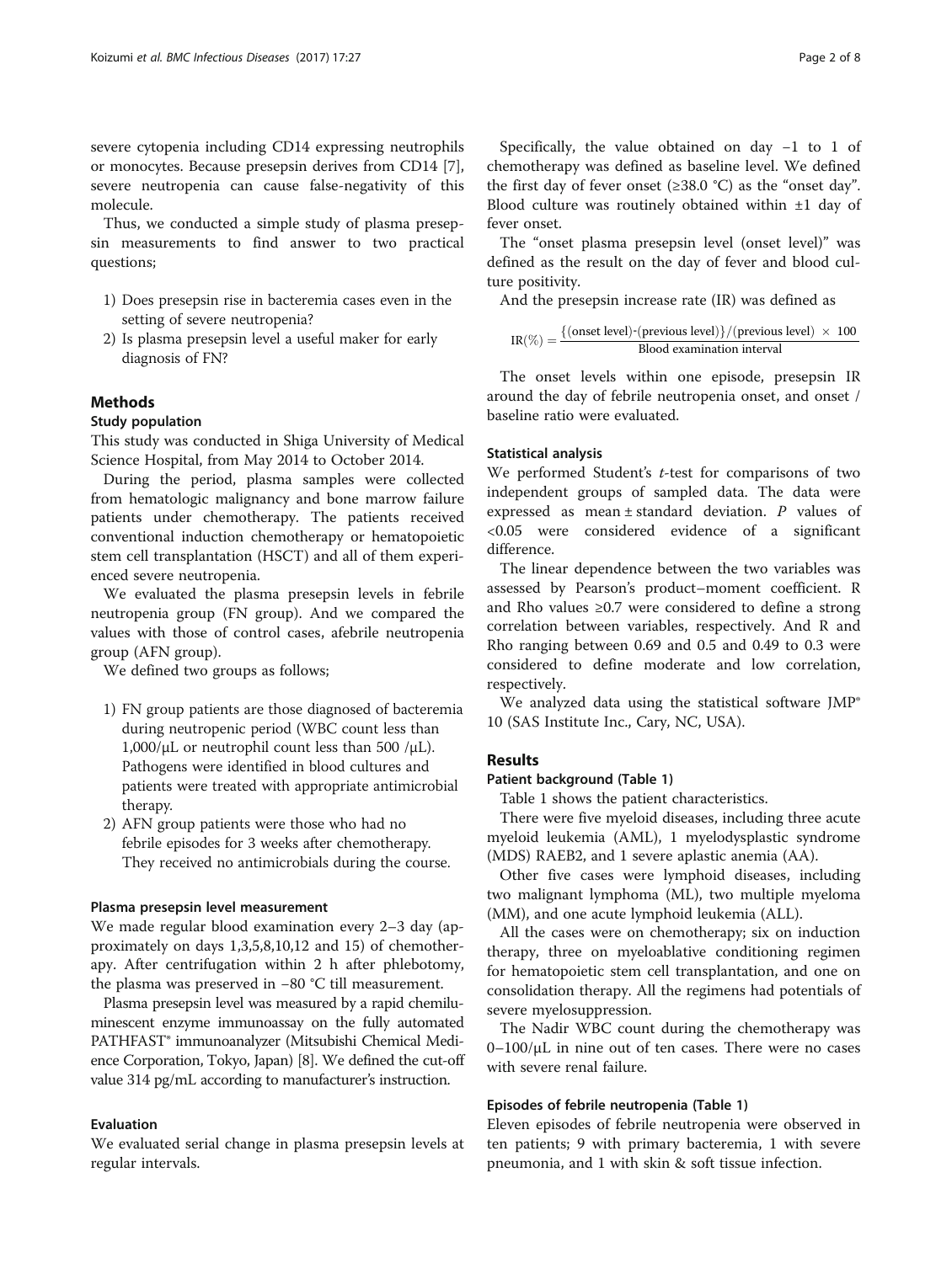severe cytopenia including CD14 expressing neutrophils or monocytes. Because presepsin derives from CD14 [7], severe neutropenia can cause false-negativity of this molecule.

Thus, we conducted a simple study of plasma presepsin measurements to find answer to two practical questions;

1) Does presepsin rise in bacteremia cases even in the setting of severe neutropenia?
2) Is plasma presepsin level a useful maker for early diagnosis of FN?

## Methods

### Study population

This study was conducted in Shiga University of Medical Science Hospital, from May 2014 to October 2014.

During the period, plasma samples were collected from hematologic malignancy and bone marrow failure patients under chemotherapy. The patients received conventional induction chemotherapy or hematopoietic stem cell transplantation (HSCT) and all of them experienced severe neutropenia.

We evaluated the plasma presepsin levels in febrile neutropenia group (FN group). And we compared the values with those of control cases, afebrile neutropenia group (AFN group).

We defined two groups as follows;

1) FN group patients are those diagnosed of bacteremia during neutropenic period (WBC count less than 1,000/μL or neutrophil count less than 500 /μL). Pathogens were identified in blood cultures and patients were treated with appropriate antimicrobial therapy.
2) AFN group patients were those who had no febrile episodes for 3 weeks after chemotherapy. They received no antimicrobials during the course.

### Plasma presepsin level measurement

We made regular blood examination every 2–3 day (approximately on days 1,3,5,8,10,12 and 15) of chemotherapy. After centrifugation within 2 h after phlebotomy, the plasma was preserved in −80 °C till measurement.

Plasma presepsin level was measured by a rapid chemiluminescent enzyme immunoassay on the fully automated PATHFAST® immunoanalyzer (Mitsubishi Chemical Medience Corporation, Tokyo, Japan) [8]. We defined the cut-off value 314 pg/mL according to manufacturer's instruction.

### Evaluation

We evaluated serial change in plasma presepsin levels at regular intervals.

Specifically, the value obtained on day −1 to 1 of chemotherapy was defined as baseline level. We defined the first day of fever onset (≥38.0 °C) as the "onset day". Blood culture was routinely obtained within ±1 day of fever onset.

The "onset plasma presepsin level (onset level)" was defined as the result on the day of fever and blood culture positivity.

And the presepsin increase rate (IR) was defined as

$$\mathrm{IR}(\%) = \frac{\{(\text{onset level})\text{-}(\text{previous level})\}/(\text{previous level}) \times 100}{\text{Blood examination interval}}$$

The onset levels within one episode, presepsin IR around the day of febrile neutropenia onset, and onset / baseline ratio were evaluated.

### Statistical analysis

We performed Student's *t*-test for comparisons of two independent groups of sampled data. The data were expressed as mean ± standard deviation. *P* values of <0.05 were considered evidence of a significant difference.

The linear dependence between the two variables was assessed by Pearson's product–moment coefficient. R and Rho values ≥0.7 were considered to define a strong correlation between variables, respectively. And R and Rho ranging between 0.69 and 0.5 and 0.49 to 0.3 were considered to define moderate and low correlation, respectively.

We analyzed data using the statistical software JMP® 10 (SAS Institute Inc., Cary, NC, USA).

## Results

### Patient background (Table 1)

Table 1 shows the patient characteristics.

There were five myeloid diseases, including three acute myeloid leukemia (AML), 1 myelodysplastic syndrome (MDS) RAEB2, and 1 severe aplastic anemia (AA).

Other five cases were lymphoid diseases, including two malignant lymphoma (ML), two multiple myeloma (MM), and one acute lymphoid leukemia (ALL).

All the cases were on chemotherapy; six on induction therapy, three on myeloablative conditioning regimen for hematopoietic stem cell transplantation, and one on consolidation therapy. All the regimens had potentials of severe myelosuppression.

The Nadir WBC count during the chemotherapy was 0–100/μL in nine out of ten cases. There were no cases with severe renal failure.

### Episodes of febrile neutropenia (Table 1)

Eleven episodes of febrile neutropenia were observed in ten patients; 9 with primary bacteremia, 1 with severe pneumonia, and 1 with skin & soft tissue infection.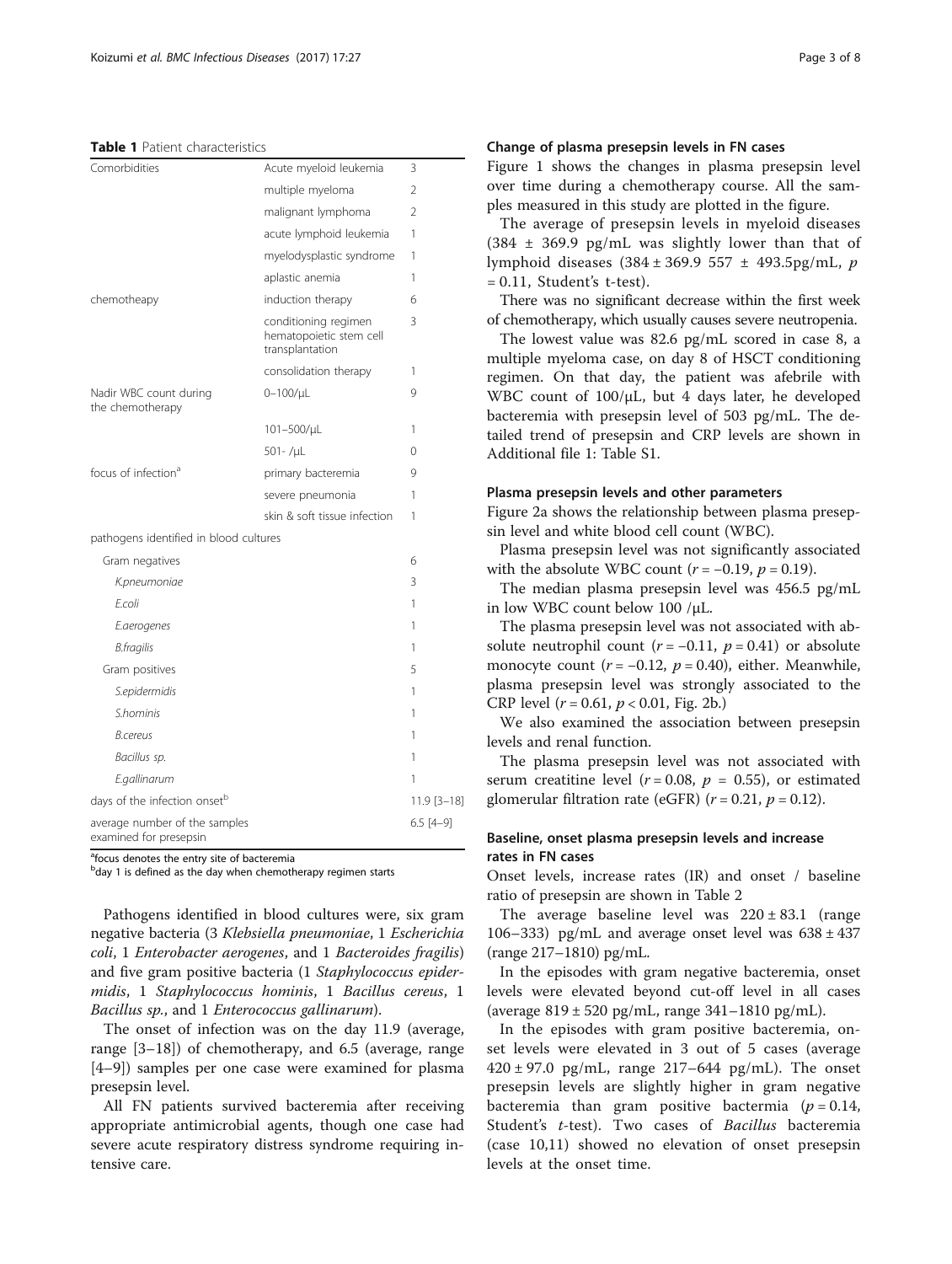**Table 1** Patient characteristics

| | | |
|---|---|---|
| Comorbidities | Acute myeloid leukemia | 3 |
| | multiple myeloma | 2 |
| | malignant lymphoma | 2 |
| | acute lymphoid leukemia | 1 |
| | myelodysplastic syndrome | 1 |
| | aplastic anemia | 1 |
| chemotheapy | induction therapy | 6 |
| | conditioning regimen hematopoietic stem cell transplantation | 3 |
| | consolidation therapy | 1 |
| Nadir WBC count during the chemotherapy | 0–100/μL | 9 |
| | 101–500/μL | 1 |
| | 501- /μL | 0 |
| focus of infection[a] | primary bacteremia | 9 |
| | severe pneumonia | 1 |
| | skin & soft tissue infection | 1 |
| pathogens identified in blood cultures | | |
| Gram negatives | | 6 |
| *K.pneumoniae* | | 3 |
| *E.coli* | | 1 |
| *E.aerogenes* | | 1 |
| *B.fragilis* | | 1 |
| Gram positives | | 5 |
| *S.epidermidis* | | 1 |
| *S.hominis* | | 1 |
| *B.cereus* | | 1 |
| *Bacillus sp.* | | 1 |
| *E.gallinarum* | | 1 |
| days of the infection onset[b] | | 11.9 [3–18] |
| average number of the samples examined for presepsin | | 6.5 [4–9] |

[a]focus denotes the entry site of bacteremia
[b]day 1 is defined as the day when chemotherapy regimen starts

Pathogens identified in blood cultures were, six gram negative bacteria (3 *Klebsiella pneumoniae*, 1 *Escherichia coli*, 1 *Enterobacter aerogenes*, and 1 *Bacteroides fragilis*) and five gram positive bacteria (1 *Staphylococcus epidermidis*, 1 *Staphylococcus hominis*, 1 *Bacillus cereus*, 1 *Bacillus sp.*, and 1 *Enterococcus gallinarum*).

The onset of infection was on the day 11.9 (average, range [3–18]) of chemotherapy, and 6.5 (average, range [4–9]) samples per one case were examined for plasma presepsin level.

All FN patients survived bacteremia after receiving appropriate antimicrobial agents, though one case had severe acute respiratory distress syndrome requiring intensive care.

### Change of plasma presepsin levels in FN cases

Figure 1 shows the changes in plasma presepsin level over time during a chemotherapy course. All the samples measured in this study are plotted in the figure.

The average of presepsin levels in myeloid diseases (384 ± 369.9 pg/mL was slightly lower than that of lymphoid diseases (384 ± 369.9 557 ± 493.5pg/mL, $p = 0.11$, Student's t-test).

There was no significant decrease within the first week of chemotherapy, which usually causes severe neutropenia.

The lowest value was 82.6 pg/mL scored in case 8, a multiple myeloma case, on day 8 of HSCT conditioning regimen. On that day, the patient was afebrile with WBC count of 100/μL, but 4 days later, he developed bacteremia with presepsin level of 503 pg/mL. The detailed trend of presepsin and CRP levels are shown in Additional file 1: Table S1.

### Plasma presepsin levels and other parameters

Figure 2a shows the relationship between plasma presepsin level and white blood cell count (WBC).

Plasma presepsin level was not significantly associated with the absolute WBC count ($r = -0.19$, $p = 0.19$).

The median plasma presepsin level was 456.5 pg/mL in low WBC count below 100 /μL.

The plasma presepsin level was not associated with absolute neutrophil count ($r = -0.11$, $p = 0.41$) or absolute monocyte count ($r = -0.12$, $p = 0.40$), either. Meanwhile, plasma presepsin level was strongly associated to the CRP level ($r = 0.61$, $p < 0.01$, Fig. 2b.)

We also examined the association between presepsin levels and renal function.

The plasma presepsin level was not associated with serum creatitine level ($r = 0.08$, $p = 0.55$), or estimated glomerular filtration rate (eGFR) ($r = 0.21$, $p = 0.12$).

### Baseline, onset plasma presepsin levels and increase rates in FN cases

Onset levels, increase rates (IR) and onset / baseline ratio of presepsin are shown in Table 2

The average baseline level was 220 ± 83.1 (range 106–333) pg/mL and average onset level was 638 ± 437 (range 217–1810) pg/mL.

In the episodes with gram negative bacteremia, onset levels were elevated beyond cut-off level in all cases (average 819 ± 520 pg/mL, range 341–1810 pg/mL).

In the episodes with gram positive bacteremia, onset levels were elevated in 3 out of 5 cases (average 420 ± 97.0 pg/mL, range 217–644 pg/mL). The onset presepsin levels are slightly higher in gram negative bacteremia than gram positive bactermia ($p = 0.14$, Student's *t*-test). Two cases of *Bacillus* bacteremia (case 10,11) showed no elevation of onset presepsin levels at the onset time.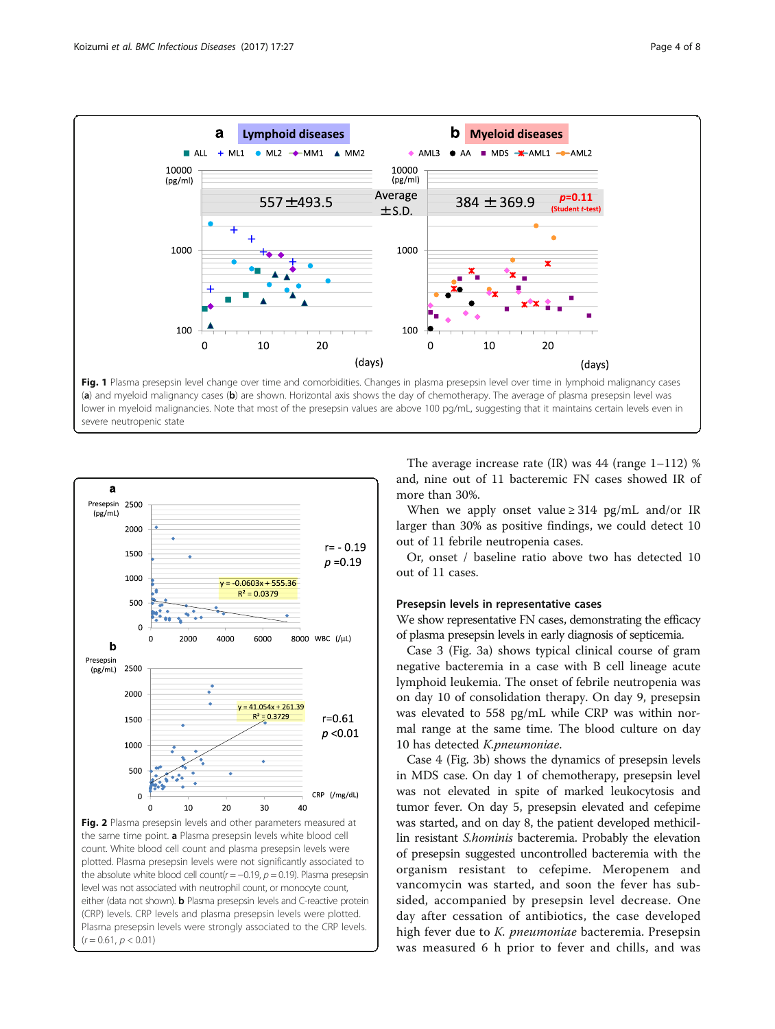**Fig. 1** Plasma presepsin level change over time and comorbidities. Changes in plasma presepsin level over time in lymphoid malignancy cases (**a**) and myeloid malignancy cases (**b**) are shown. Horizontal axis shows the day of chemotherapy. The average of plasma presepsin level was lower in myeloid malignancies. Note that most of the presepsin values are above 100 pg/mL, suggesting that it maintains certain levels even in severe neutropenic state

**Fig. 2** Plasma presepsin levels and other parameters measured at the same time point. **a** Plasma presepsin levels white blood cell count. White blood cell count and plasma presepsin levels were plotted. Plasma presepsin levels were not significantly associated to the absolute white blood cell count($r = -0.19$, $p = 0.19$). Plasma presepsin level was not associated with neutrophil count, or monocyte count, either (data not shown). **b** Plasma presepsin levels and C-reactive protein (CRP) levels. CRP levels and plasma presepsin levels were plotted. Plasma presepsin levels were strongly associated to the CRP levels. ($r = 0.61$, $p < 0.01$)

The average increase rate (IR) was 44 (range 1–112) % and, nine out of 11 bacteremic FN cases showed IR of more than 30%.

When we apply onset value ≥ 314 pg/mL and/or IR larger than 30% as positive findings, we could detect 10 out of 11 febrile neutropenia cases.

Or, onset / baseline ratio above two has detected 10 out of 11 cases.

### Presepsin levels in representative cases

We show representative FN cases, demonstrating the efficacy of plasma presepsin levels in early diagnosis of septicemia.

Case 3 (Fig. 3a) shows typical clinical course of gram negative bacteremia in a case with B cell lineage acute lymphoid leukemia. The onset of febrile neutropenia was on day 10 of consolidation therapy. On day 9, presepsin was elevated to 558 pg/mL while CRP was within normal range at the same time. The blood culture on day 10 has detected *K.pneumoniae*.

Case 4 (Fig. 3b) shows the dynamics of presepsin levels in MDS case. On day 1 of chemotherapy, presepsin level was not elevated in spite of marked leukocytosis and tumor fever. On day 5, presepsin elevated and cefepime was started, and on day 8, the patient developed methicillin resistant *S.hominis* bacteremia. Probably the elevation of presepsin suggested uncontrolled bacteremia with the organism resistant to cefepime. Meropenem and vancomycin was started, and soon the fever has subsided, accompanied by presepsin level decrease. One day after cessation of antibiotics, the case developed high fever due to *K. pneumoniae* bacteremia. Presepsin was measured 6 h prior to fever and chills, and was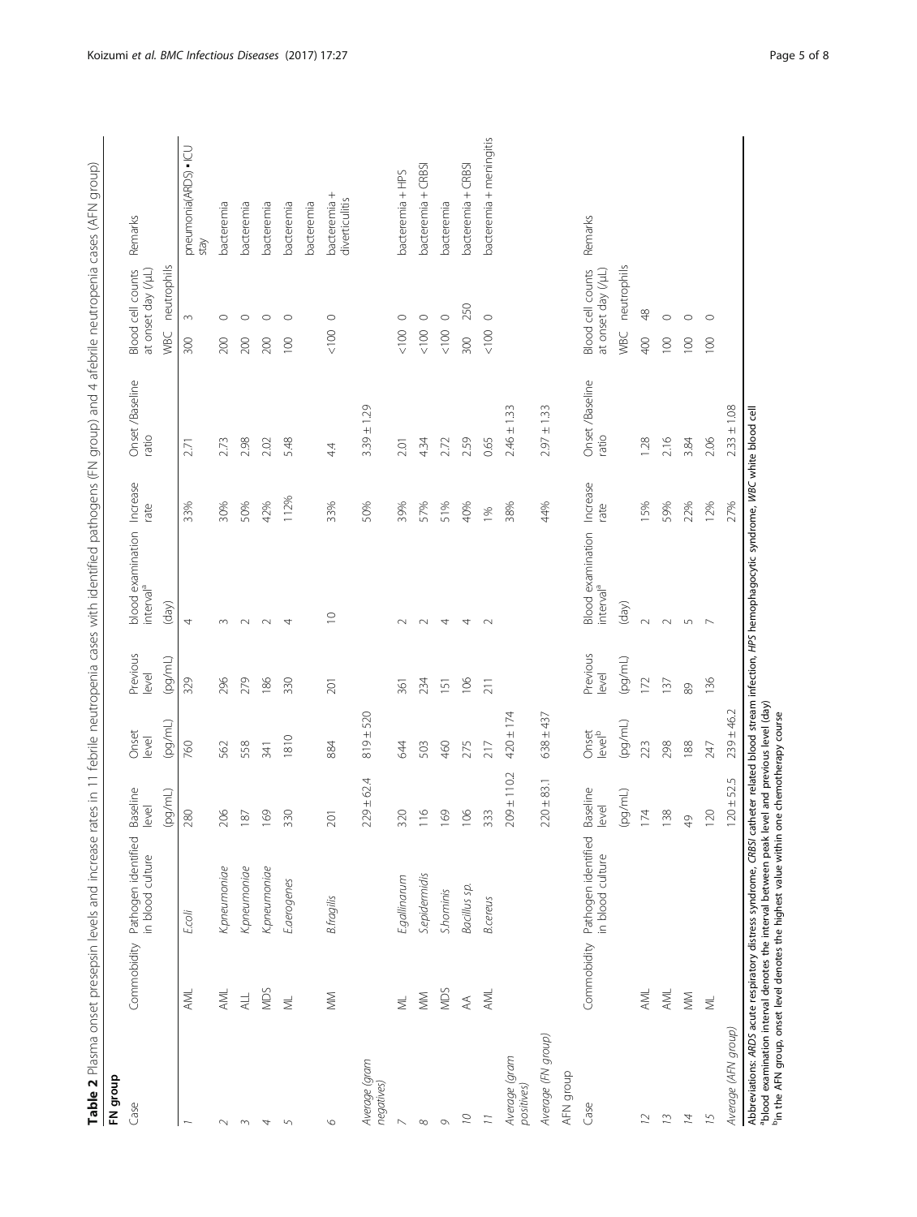**Table 2** Plasma onset presepsin levels and increase rates in 11 febrile neutropenia cases with identified pathogens (FN group) and 4 afebrile neutropenia cases (AFN group)

| FN group | | | | | | | | | | | |
|---|---|---|---|---|---|---|---|---|---|---|---|
| Case | Commobidity | Pathogen identified in blood culture | Baseline level | Onset level | Previous level | blood examination interval[a] | Increase rate | Onset /Baseline ratio | Blood cell counts at onset day (/μL) | | Remarks |
| | | | (pg/mL) | (pg/mL) | (pg/mL) | (day) | | | WBC | neutrophils | |
| *1* | AML | *E.coli* | 280 | 760 | 329 | 4 | 33% | 2.71 | 300 | 3 | pneumonia(ARDS) • ICU stay |
| *2* | AML | *K.pneumoniae* | 206 | 562 | 296 | 3 | 30% | 2.73 | 200 | 0 | bacteremia |
| *3* | ALL | *K.pneumoniae* | 187 | 558 | 279 | 2 | 50% | 2.98 | 200 | 0 | bacteremia |
| *4* | MDS | *K.pneumoniae* | 169 | 341 | 186 | 2 | 42% | 2.02 | 200 | 0 | bacteremia |
| *5* | ML | *E.aerogenes* | 330 | 1810 | 330 | 4 | 112% | 5.48 | 100 | 0 | bacteremia |
| *6* | MM | *B.fragilis* | 201 | 884 | 201 | 10 | 33% | 4.4 | <100 | 0 | bacteremia<br>bacteremia + diverticulitis |
| *Average (gram negatives)* | | | 229 ± 62.4 | 819 ± 520 | | | 50% | 3.39 ± 1.29 | | | |
| *7* | ML | *E.gallinarum* | 320 | 644 | 361 | 2 | 39% | 2.01 | <100 | 0 | bacteremia + HPS |
| *8* | MM | *S.epidermidis* | 116 | 503 | 234 | 2 | 57% | 4.34 | <100 | 0 | bacteremia + CRBSI |
| *9* | MDS | *S.hominis* | 169 | 460 | 151 | 4 | 51% | 2.72 | <100 | 0 | bacteremia |
| *10* | AA | *Bacillus sp.* | 106 | 275 | 106 | 4 | 40% | 2.59 | 300 | 250 | bacteremia + CRBSI |
| *11* | AML | *B.cereus* | 333 | 217 | 211 | 2 | 1% | 0.65 | <100 | 0 | bacteremia + meningitis |
| *Average (gram positives)* | | | 209 ± 110.2 | 420 ± 174 | | | 38% | 2.46 ± 1.33 | | | |
| *Average (FN group)* | | | 220 ± 83.1 | 638 ± 437 | | | 44% | 2.97 ± 1.33 | | | |
| AFN group | | | | | | | | | | | |
| Case | Commobidity | Pathogen identified in blood culture | Baseline level | Onset level[b] | Previous level | Blood examination interval[a] | Increase rate | Onset /Baseline ratio | Blood cell counts at onset day (/μL) | | Remarks |
| | | | (pg/mL) | (pg/mL) | (pg/mL) | (day) | | | WBC | neutrophils | |
| *12* | AML | | 174 | 223 | 172 | 2 | 15% | 1.28 | 400 | 48 | |
| *13* | AML | | 138 | 298 | 137 | 2 | 59% | 2.16 | 100 | 0 | |
| *14* | MM | | 49 | 188 | 89 | 5 | 22% | 3.84 | 100 | 0 | |
| *15* | ML | | 120 | 247 | 136 | 7 | 12% | 2.06 | 100 | 0 | |
| *Average (AFN group)* | | | 120 ± 52.5 | 239 ± 46.2 | | | 27% | 2.33 ± 1.08 | | | |

Abbreviations: *ARDS* acute respiratory distress syndrome, *CRBSI* catheter related blood stream infection, *HPS* hemophagocytic syndrome, *WBC* white blood cell
[a]blood examination interval denotes the interval between peak level and previous level (day)
[b]in the AFN group, onset level denotes the highest value within one chemotherapy course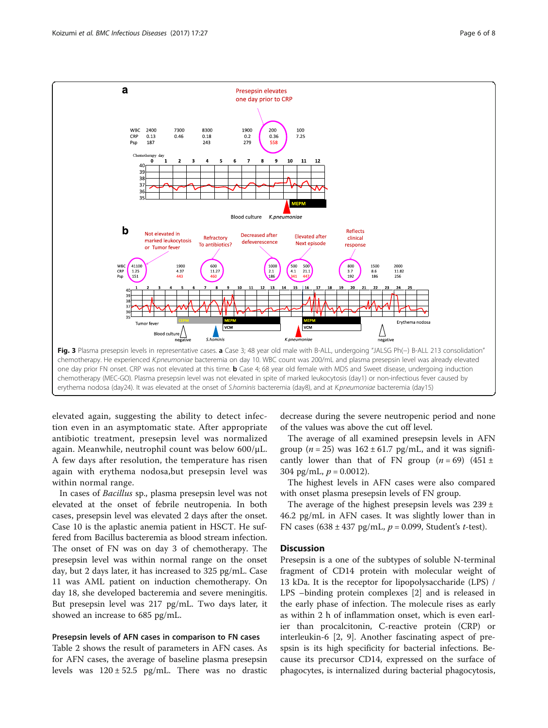**Fig. 3** Plasma presepsin levels in representative cases. **a** Case 3; 48 year old male with B-ALL, undergoing "JALSG Ph(−) B-ALL 213 consolidation" chemotherapy. He experienced *K.pneumoniae* bacteremia on day 10. WBC count was 200/mL and plasma presepsin level was already elevated one day prior FN onset. CRP was not elevated at this time. **b** Case 4; 68 year old female with MDS and Sweet disease, undergoing induction chemotherapy (MEC-GO). Plasma presepsin level was not elevated in spite of marked leukocytosis (day1) or non-infectious fever caused by erythema nodosa (day24). It was elevated at the onset of *S.hominis* bacteremia (day8), and at *K.pneumoniae* bacteremia (day15)

elevated again, suggesting the ability to detect infection even in an asymptomatic state. After appropriate antibiotic treatment, presepsin level was normalized again. Meanwhile, neutrophil count was below 600/μL. A few days after resolution, the temperature has risen again with erythema nodosa,but presepsin level was within normal range.

In cases of *Bacillus* sp., plasma presepsin level was not elevated at the onset of febrile neutropenia. In both cases, presepsin level was elevated 2 days after the onset. Case 10 is the aplastic anemia patient in HSCT. He suffered from Bacillus bacteremia as blood stream infection. The onset of FN was on day 3 of chemotherapy. The presepsin level was within normal range on the onset day, but 2 days later, it has increased to 325 pg/mL. Case 11 was AML patient on induction chemotherapy. On day 18, she developed bacteremia and severe meningitis. But presepsin level was 217 pg/mL. Two days later, it showed an increase to 685 pg/mL.

### Presepsin levels of AFN cases in comparison to FN cases

Table 2 shows the result of parameters in AFN cases. As for AFN cases, the average of baseline plasma presepsin levels was $120 \pm 52.5$ pg/mL. There was no drastic decrease during the severe neutropenic period and none of the values was above the cut off level.

The average of all examined presepsin levels in AFN group ($n = 25$) was $162 \pm 61.7$ pg/mL, and it was significantly lower than that of FN group ($n = 69$) ($451 \pm 304$ pg/mL, $p = 0.0012$).

The highest levels in AFN cases were also compared with onset plasma presepsin levels of FN group.

The average of the highest presepsin levels was $239 \pm 46.2$ pg/mL in AFN cases. It was slightly lower than in FN cases ($638 \pm 437$ pg/mL, $p = 0.099$, Student's *t*-test).

## Discussion

Presepsin is a one of the subtypes of soluble N-terminal fragment of CD14 protein with molecular weight of 13 kDa. It is the receptor for lipopolysaccharide (LPS) / LPS –binding protein complexes [2] and is released in the early phase of infection. The molecule rises as early as within 2 h of inflammation onset, which is even earlier than procalcitonin, C-reactive protein (CRP) or interleukin-6 [2, 9]. Another fascinating aspect of prespsin is its high specificity for bacterial infections. Because its precursor CD14, expressed on the surface of phagocytes, is internalized during bacterial phagocytosis,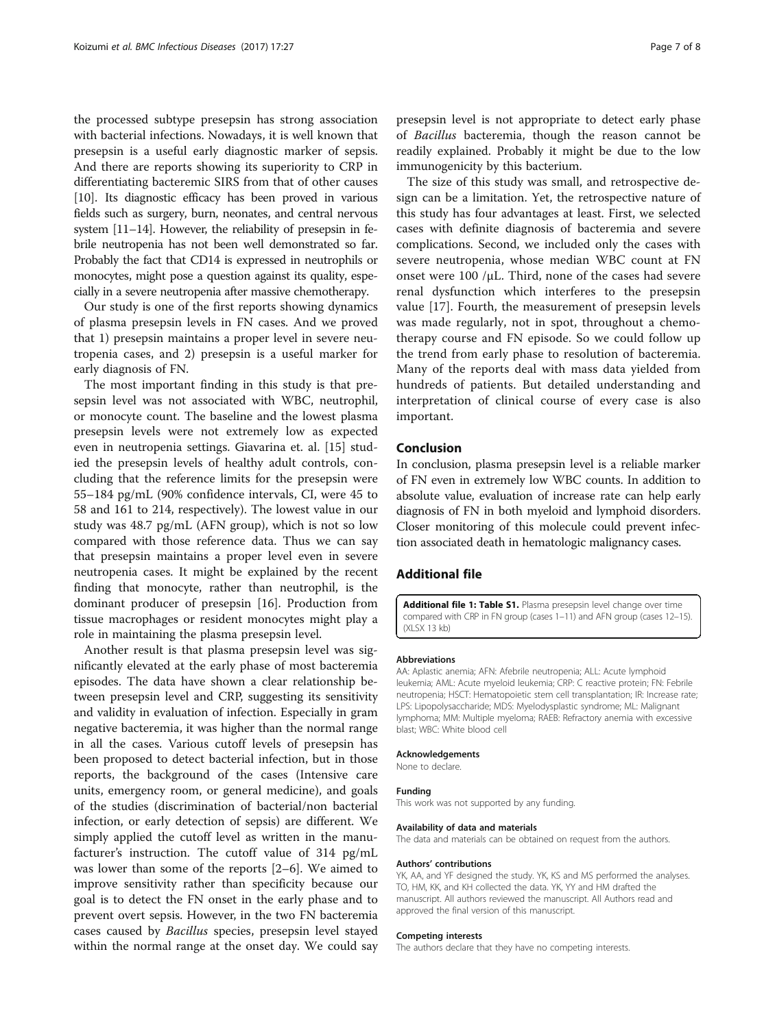the processed subtype presepsin has strong association with bacterial infections. Nowadays, it is well known that presepsin is a useful early diagnostic marker of sepsis. And there are reports showing its superiority to CRP in differentiating bacteremic SIRS from that of other causes [10]. Its diagnostic efficacy has been proved in various fields such as surgery, burn, neonates, and central nervous system [11–14]. However, the reliability of presepsin in febrile neutropenia has not been well demonstrated so far. Probably the fact that CD14 is expressed in neutrophils or monocytes, might pose a question against its quality, especially in a severe neutropenia after massive chemotherapy.

Our study is one of the first reports showing dynamics of plasma presepsin levels in FN cases. And we proved that 1) presepsin maintains a proper level in severe neutropenia cases, and 2) presepsin is a useful marker for early diagnosis of FN.

The most important finding in this study is that presepsin level was not associated with WBC, neutrophil, or monocyte count. The baseline and the lowest plasma presepsin levels were not extremely low as expected even in neutropenia settings. Giavarina et. al. [15] studied the presepsin levels of healthy adult controls, concluding that the reference limits for the presepsin were 55–184 pg/mL (90% confidence intervals, CI, were 45 to 58 and 161 to 214, respectively). The lowest value in our study was 48.7 pg/mL (AFN group), which is not so low compared with those reference data. Thus we can say that presepsin maintains a proper level even in severe neutropenia cases. It might be explained by the recent finding that monocyte, rather than neutrophil, is the dominant producer of presepsin [16]. Production from tissue macrophages or resident monocytes might play a role in maintaining the plasma presepsin level.

Another result is that plasma presepsin level was significantly elevated at the early phase of most bacteremia episodes. The data have shown a clear relationship between presepsin level and CRP, suggesting its sensitivity and validity in evaluation of infection. Especially in gram negative bacteremia, it was higher than the normal range in all the cases. Various cutoff levels of presepsin has been proposed to detect bacterial infection, but in those reports, the background of the cases (Intensive care units, emergency room, or general medicine), and goals of the studies (discrimination of bacterial/non bacterial infection, or early detection of sepsis) are different. We simply applied the cutoff level as written in the manufacturer's instruction. The cutoff value of 314 pg/mL was lower than some of the reports [2–6]. We aimed to improve sensitivity rather than specificity because our goal is to detect the FN onset in the early phase and to prevent overt sepsis. However, in the two FN bacteremia cases caused by *Bacillus* species, presepsin level stayed within the normal range at the onset day. We could say presepsin level is not appropriate to detect early phase of *Bacillus* bacteremia, though the reason cannot be readily explained. Probably it might be due to the low immunogenicity by this bacterium.

The size of this study was small, and retrospective design can be a limitation. Yet, the retrospective nature of this study has four advantages at least. First, we selected cases with definite diagnosis of bacteremia and severe complications. Second, we included only the cases with severe neutropenia, whose median WBC count at FN onset were 100 /μL. Third, none of the cases had severe renal dysfunction which interferes to the presepsin value [17]. Fourth, the measurement of presepsin levels was made regularly, not in spot, throughout a chemotherapy course and FN episode. So we could follow up the trend from early phase to resolution of bacteremia. Many of the reports deal with mass data yielded from hundreds of patients. But detailed understanding and interpretation of clinical course of every case is also important.

## Conclusion

In conclusion, plasma presepsin level is a reliable marker of FN even in extremely low WBC counts. In addition to absolute value, evaluation of increase rate can help early diagnosis of FN in both myeloid and lymphoid disorders. Closer monitoring of this molecule could prevent infection associated death in hematologic malignancy cases.

## Additional file

**Additional file 1: Table S1.** Plasma presepsin level change over time compared with CRP in FN group (cases 1–11) and AFN group (cases 12–15). (XLSX 13 kb)

#### Abbreviations

AA: Aplastic anemia; AFN: Afebrile neutropenia; ALL: Acute lymphoid leukemia; AML: Acute myeloid leukemia; CRP: C reactive protein; FN: Febrile neutropenia; HSCT: Hematopoietic stem cell transplantation; IR: Increase rate; LPS: Lipopolysaccharide; MDS: Myelodysplastic syndrome; ML: Malignant lymphoma; MM: Multiple myeloma; RAEB: Refractory anemia with excessive blast; WBC: White blood cell

#### Acknowledgements

None to declare.

#### Funding

This work was not supported by any funding.

#### Availability of data and materials

The data and materials can be obtained on request from the authors.

#### Authors' contributions

YK, AA, and YF designed the study. YK, KS and MS performed the analyses. TO, HM, KK, and KH collected the data. YK, YY and HM drafted the manuscript. All authors reviewed the manuscript. All Authors read and approved the final version of this manuscript.

#### Competing interests

The authors declare that they have no competing interests.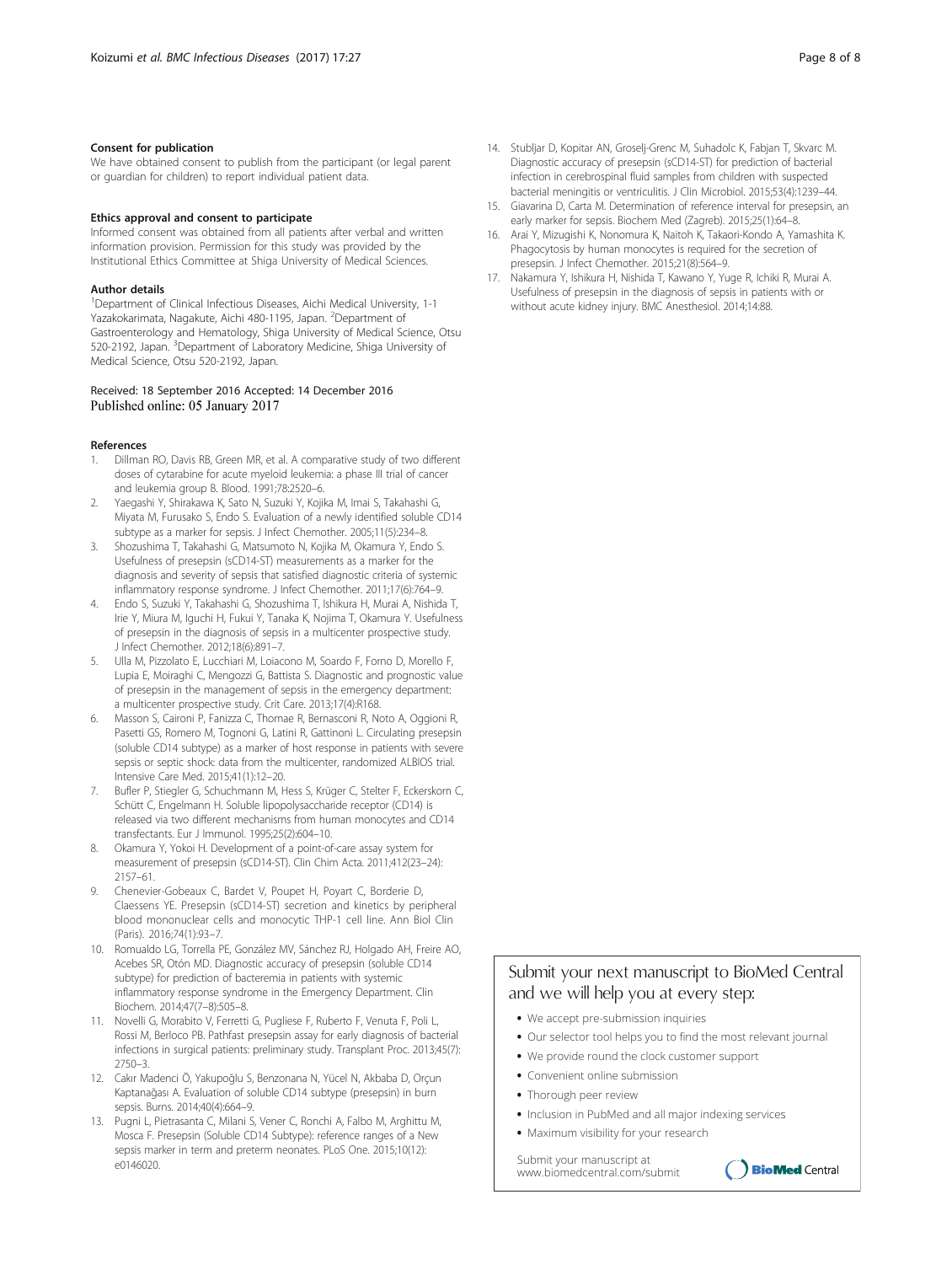#### Consent for publication

We have obtained consent to publish from the participant (or legal parent or guardian for children) to report individual patient data.

#### Ethics approval and consent to participate

Informed consent was obtained from all patients after verbal and written information provision. Permission for this study was provided by the Institutional Ethics Committee at Shiga University of Medical Sciences.

#### Author details

[1]Department of Clinical Infectious Diseases, Aichi Medical University, 1-1 Yazakokarimata, Nagakute, Aichi 480-1195, Japan. [2]Department of Gastroenterology and Hematology, Shiga University of Medical Science, Otsu 520-2192, Japan. [3]Department of Laboratory Medicine, Shiga University of Medical Science, Otsu 520-2192, Japan.

Received: 18 September 2016 Accepted: 14 December 2016
Published online: 05 January 2017

#### References

1. Dillman RO, Davis RB, Green MR, et al. A comparative study of two different doses of cytarabine for acute myeloid leukemia: a phase III trial of cancer and leukemia group B. Blood. 1991;78:2520–6.
2. Yaegashi Y, Shirakawa K, Sato N, Suzuki Y, Kojika M, Imai S, Takahashi G, Miyata M, Furusako S, Endo S. Evaluation of a newly identified soluble CD14 subtype as a marker for sepsis. J Infect Chemother. 2005;11(5):234–8.
3. Shozushima T, Takahashi G, Matsumoto N, Kojika M, Okamura Y, Endo S. Usefulness of presepsin (sCD14-ST) measurements as a marker for the diagnosis and severity of sepsis that satisfied diagnostic criteria of systemic inflammatory response syndrome. J Infect Chemother. 2011;17(6):764–9.
4. Endo S, Suzuki Y, Takahashi G, Shozushima T, Ishikura H, Murai A, Nishida T, Irie Y, Miura M, Iguchi H, Fukui Y, Tanaka K, Nojima T, Okamura Y. Usefulness of presepsin in the diagnosis of sepsis in a multicenter prospective study. J Infect Chemother. 2012;18(6):891–7.
5. Ulla M, Pizzolato E, Lucchiari M, Loiacono M, Soardo F, Forno D, Morello F, Lupia E, Moiraghi C, Mengozzi G, Battista S. Diagnostic and prognostic value of presepsin in the management of sepsis in the emergency department: a multicenter prospective study. Crit Care. 2013;17(4):R168.
6. Masson S, Caironi P, Fanizza C, Thomae R, Bernasconi R, Noto A, Oggioni R, Pasetti GS, Romero M, Tognoni G, Latini R, Gattinoni L. Circulating presepsin (soluble CD14 subtype) as a marker of host response in patients with severe sepsis or septic shock: data from the multicenter, randomized ALBIOS trial. Intensive Care Med. 2015;41(1):12–20.
7. Bufler P, Stiegler G, Schuchmann M, Hess S, Krüger C, Stelter F, Eckerskorn C, Schütt C, Engelmann H. Soluble lipopolysaccharide receptor (CD14) is released via two different mechanisms from human monocytes and CD14 transfectants. Eur J Immunol. 1995;25(2):604–10.
8. Okamura Y, Yokoi H. Development of a point-of-care assay system for measurement of presepsin (sCD14-ST). Clin Chim Acta. 2011;412(23–24):2157–61.
9. Chenevier-Gobeaux C, Bardet V, Poupet H, Poyart C, Borderie D, Claessens YE. Presepsin (sCD14-ST) secretion and kinetics by peripheral blood mononuclear cells and monocytic THP-1 cell line. Ann Biol Clin (Paris). 2016;74(1):93–7.
10. Romualdo LG, Torrella PE, González MV, Sánchez RJ, Holgado AH, Freire AO, Acebes SR, Otón MD. Diagnostic accuracy of presepsin (soluble CD14 subtype) for prediction of bacteremia in patients with systemic inflammatory response syndrome in the Emergency Department. Clin Biochem. 2014;47(7–8):505–8.
11. Novelli G, Morabito V, Ferretti G, Pugliese F, Ruberto F, Venuta F, Poli L, Rossi M, Berloco PB. Pathfast presepsin assay for early diagnosis of bacterial infections in surgical patients: preliminary study. Transplant Proc. 2013;45(7):2750–3.
12. Cakır Madenci Ö, Yakupoğlu S, Benzonana N, Yücel N, Akbaba D, Orçun Kaptanağası A. Evaluation of soluble CD14 subtype (presepsin) in burn sepsis. Burns. 2014;40(4):664–9.
13. Pugni L, Pietrasanta C, Milani S, Vener C, Ronchi A, Falbo M, Arghittu M, Mosca F. Presepsin (Soluble CD14 Subtype): reference ranges of a New sepsis marker in term and preterm neonates. PLoS One. 2015;10(12):e0146020.
14. Stubljar D, Kopitar AN, Groselj-Grenc M, Suhadolc K, Fabjan T, Skvarc M. Diagnostic accuracy of presepsin (sCD14-ST) for prediction of bacterial infection in cerebrospinal fluid samples from children with suspected bacterial meningitis or ventriculitis. J Clin Microbiol. 2015;53(4):1239–44.
15. Giavarina D, Carta M. Determination of reference interval for presepsin, an early marker for sepsis. Biochem Med (Zagreb). 2015;25(1):64–8.
16. Arai Y, Mizugishi K, Nonomura K, Naitoh K, Takaori-Kondo A, Yamashita K. Phagocytosis by human monocytes is required for the secretion of presepsin. J Infect Chemother. 2015;21(8):564–9.
17. Nakamura Y, Ishikura H, Nishida T, Kawano Y, Yuge R, Ichiki R, Murai A. Usefulness of presepsin in the diagnosis of sepsis in patients with or without acute kidney injury. BMC Anesthesiol. 2014;14:88.

Submit your next manuscript to BioMed Central and we will help you at every step:

- We accept pre-submission inquiries
- Our selector tool helps you to find the most relevant journal
- We provide round the clock customer support
- Convenient online submission
- Thorough peer review
- Inclusion in PubMed and all major indexing services
- Maximum visibility for your research

Submit your manuscript at
www.biomedcentral.com/submit

BioMed Central